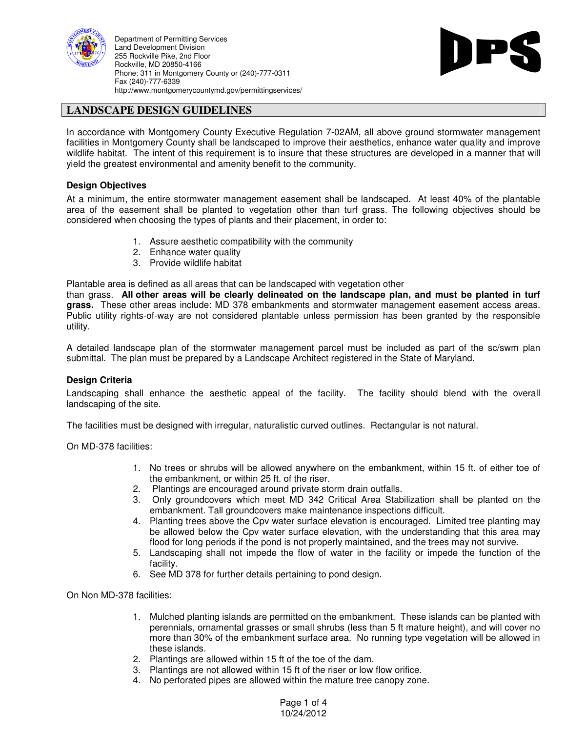Department of Permitting Services
Land Development Division
255 Rockville Pike, 2nd Floor
Rockville, MD 20850-4166
Phone: 311 in Montgomery County or (240)-777-0311
Fax (240)-777-6339
http://www.montgomerycountymd.gov/permittingservices/

# LANDSCAPE DESIGN GUIDELINES

In accordance with Montgomery County Executive Regulation 7-02AM, all above ground stormwater management facilities in Montgomery County shall be landscaped to improve their aesthetics, enhance water quality and improve wildlife habitat. The intent of this requirement is to insure that these structures are developed in a manner that will yield the greatest environmental and amenity benefit to the community.

### Design Objectives

At a minimum, the entire stormwater management easement shall be landscaped. At least 40% of the plantable area of the easement shall be planted to vegetation other than turf grass. The following objectives should be considered when choosing the types of plants and their placement, in order to:

1. Assure aesthetic compatibility with the community
2. Enhance water quality
3. Provide wildlife habitat

Plantable area is defined as all areas that can be landscaped with vegetation other than grass. **All other areas will be clearly delineated on the landscape plan, and must be planted in turf grass.** These other areas include: MD 378 embankments and stormwater management easement access areas. Public utility rights-of-way are not considered plantable unless permission has been granted by the responsible utility.

A detailed landscape plan of the stormwater management parcel must be included as part of the sc/swm plan submittal. The plan must be prepared by a Landscape Architect registered in the State of Maryland.

### Design Criteria

Landscaping shall enhance the aesthetic appeal of the facility. The facility should blend with the overall landscaping of the site.

The facilities must be designed with irregular, naturalistic curved outlines. Rectangular is not natural.

On MD-378 facilities:

1. No trees or shrubs will be allowed anywhere on the embankment, within 15 ft. of either toe of the embankment, or within 25 ft. of the riser.
2. Plantings are encouraged around private storm drain outfalls.
3. Only groundcovers which meet MD 342 Critical Area Stabilization shall be planted on the embankment. Tall groundcovers make maintenance inspections difficult.
4. Planting trees above the Cpv water surface elevation is encouraged. Limited tree planting may be allowed below the Cpv water surface elevation, with the understanding that this area may flood for long periods if the pond is not properly maintained, and the trees may not survive.
5. Landscaping shall not impede the flow of water in the facility or impede the function of the facility.
6. See MD 378 for further details pertaining to pond design.

On Non MD-378 facilities:

1. Mulched planting islands are permitted on the embankment. These islands can be planted with perennials, ornamental grasses or small shrubs (less than 5 ft mature height), and will cover no more than 30% of the embankment surface area. No running type vegetation will be allowed in these islands.
2. Plantings are allowed within 15 ft of the toe of the dam.
3. Plantings are not allowed within 15 ft of the riser or low flow orifice.
4. No perforated pipes are allowed within the mature tree canopy zone.

10/24/2012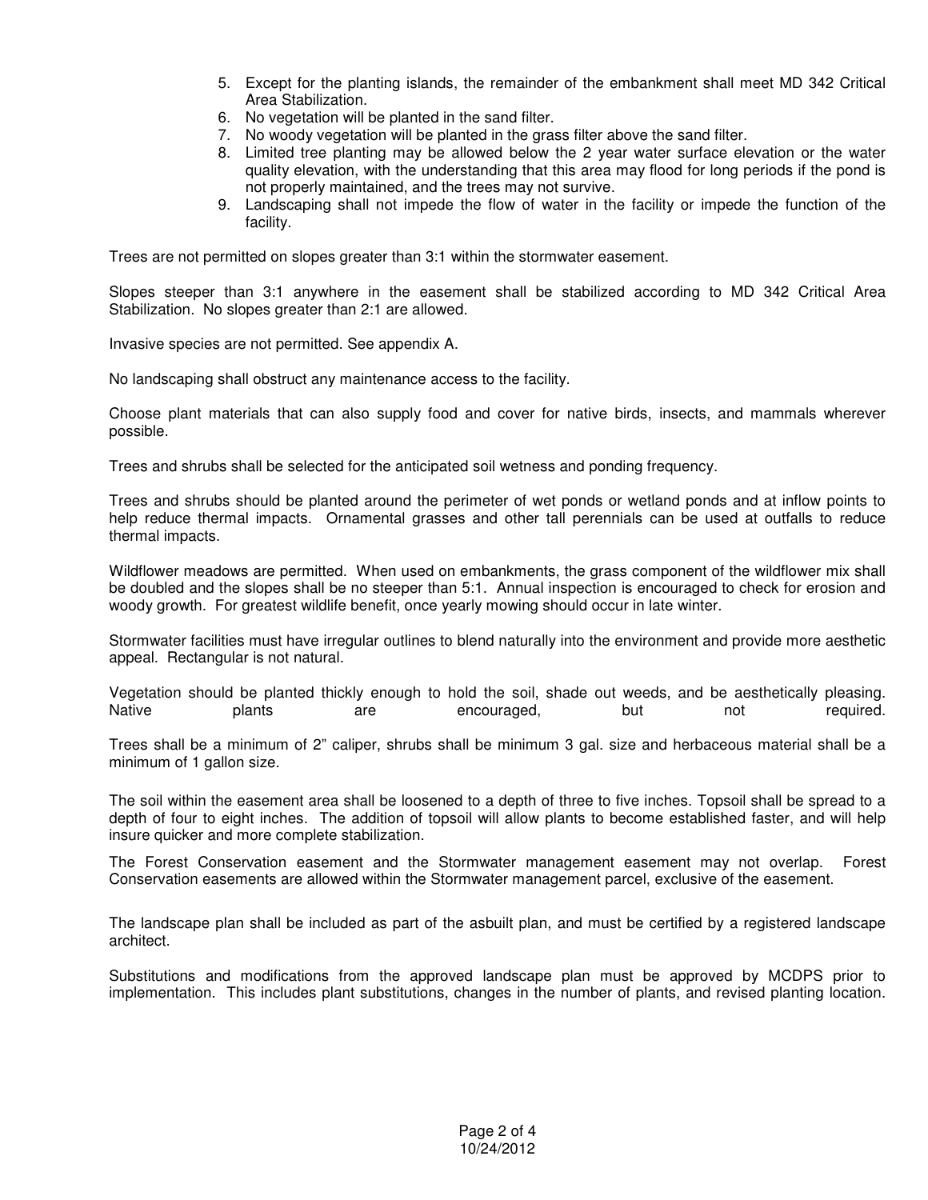5. Except for the planting islands, the remainder of the embankment shall meet MD 342 Critical Area Stabilization.
6. No vegetation will be planted in the sand filter.
7. No woody vegetation will be planted in the grass filter above the sand filter.
8. Limited tree planting may be allowed below the 2 year water surface elevation or the water quality elevation, with the understanding that this area may flood for long periods if the pond is not properly maintained, and the trees may not survive.
9. Landscaping shall not impede the flow of water in the facility or impede the function of the facility.

Trees are not permitted on slopes greater than 3:1 within the stormwater easement.

Slopes steeper than 3:1 anywhere in the easement shall be stabilized according to MD 342 Critical Area Stabilization. No slopes greater than 2:1 are allowed.

Invasive species are not permitted. See appendix A.

No landscaping shall obstruct any maintenance access to the facility.

Choose plant materials that can also supply food and cover for native birds, insects, and mammals wherever possible.

Trees and shrubs shall be selected for the anticipated soil wetness and ponding frequency.

Trees and shrubs should be planted around the perimeter of wet ponds or wetland ponds and at inflow points to help reduce thermal impacts. Ornamental grasses and other tall perennials can be used at outfalls to reduce thermal impacts.

Wildflower meadows are permitted. When used on embankments, the grass component of the wildflower mix shall be doubled and the slopes shall be no steeper than 5:1. Annual inspection is encouraged to check for erosion and woody growth. For greatest wildlife benefit, once yearly mowing should occur in late winter.

Stormwater facilities must have irregular outlines to blend naturally into the environment and provide more aesthetic appeal. Rectangular is not natural.

Vegetation should be planted thickly enough to hold the soil, shade out weeds, and be aesthetically pleasing. Native plants are encouraged, but not required.

Trees shall be a minimum of 2" caliper, shrubs shall be minimum 3 gal. size and herbaceous material shall be a minimum of 1 gallon size.

The soil within the easement area shall be loosened to a depth of three to five inches. Topsoil shall be spread to a depth of four to eight inches. The addition of topsoil will allow plants to become established faster, and will help insure quicker and more complete stabilization.

The Forest Conservation easement and the Stormwater management easement may not overlap. Forest Conservation easements are allowed within the Stormwater management parcel, exclusive of the easement.

The landscape plan shall be included as part of the asbuilt plan, and must be certified by a registered landscape architect.

Substitutions and modifications from the approved landscape plan must be approved by MCDPS prior to implementation. This includes plant substitutions, changes in the number of plants, and revised planting location.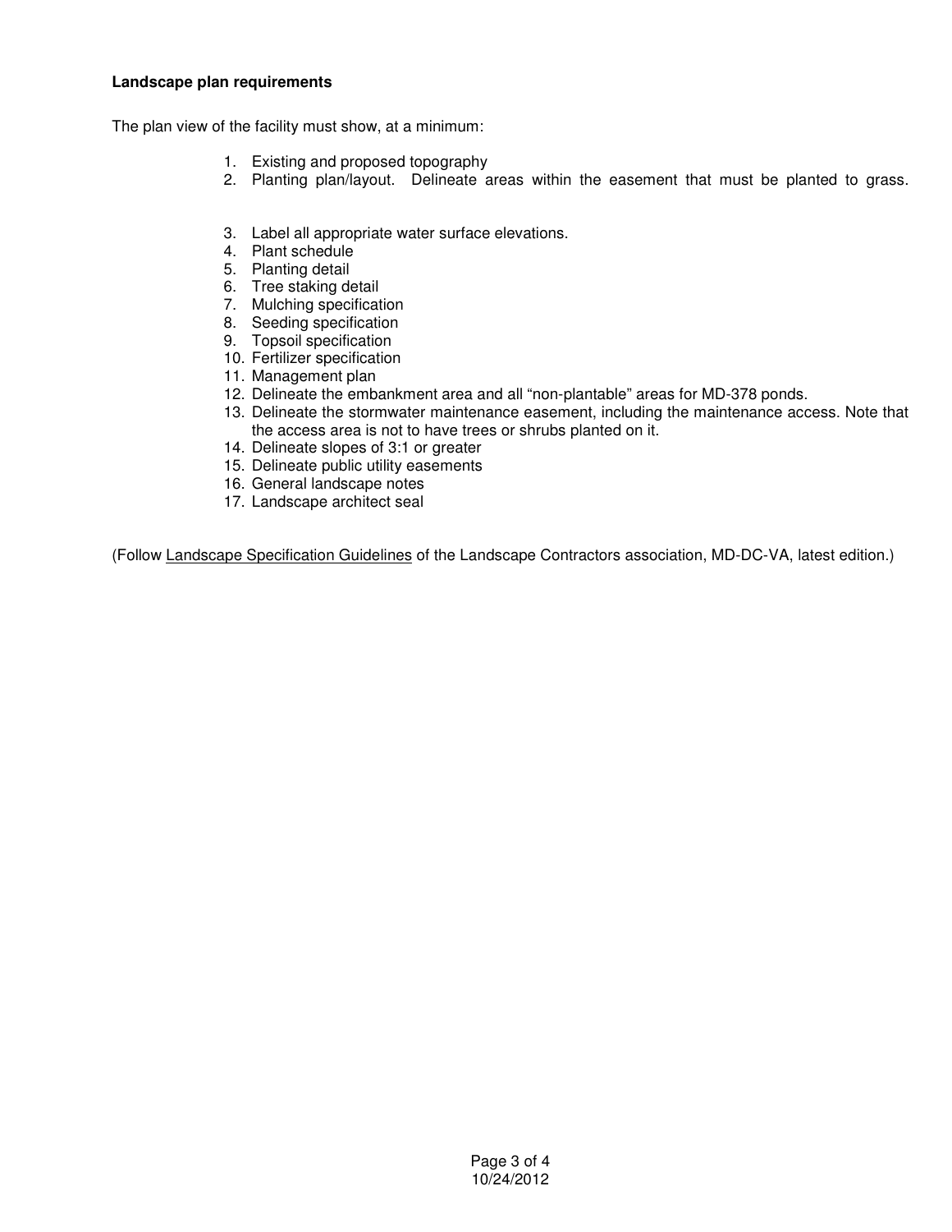**Landscape plan requirements**

The plan view of the facility must show, at a minimum:

1. Existing and proposed topography
2. Planting plan/layout. Delineate areas within the easement that must be planted to grass.
3. Label all appropriate water surface elevations.
4. Plant schedule
5. Planting detail
6. Tree staking detail
7. Mulching specification
8. Seeding specification
9. Topsoil specification
10. Fertilizer specification
11. Management plan
12. Delineate the embankment area and all "non-plantable" areas for MD-378 ponds.
13. Delineate the stormwater maintenance easement, including the maintenance access. Note that the access area is not to have trees or shrubs planted on it.
14. Delineate slopes of 3:1 or greater
15. Delineate public utility easements
16. General landscape notes
17. Landscape architect seal

(Follow Landscape Specification Guidelines of the Landscape Contractors association, MD-DC-VA, latest edition.)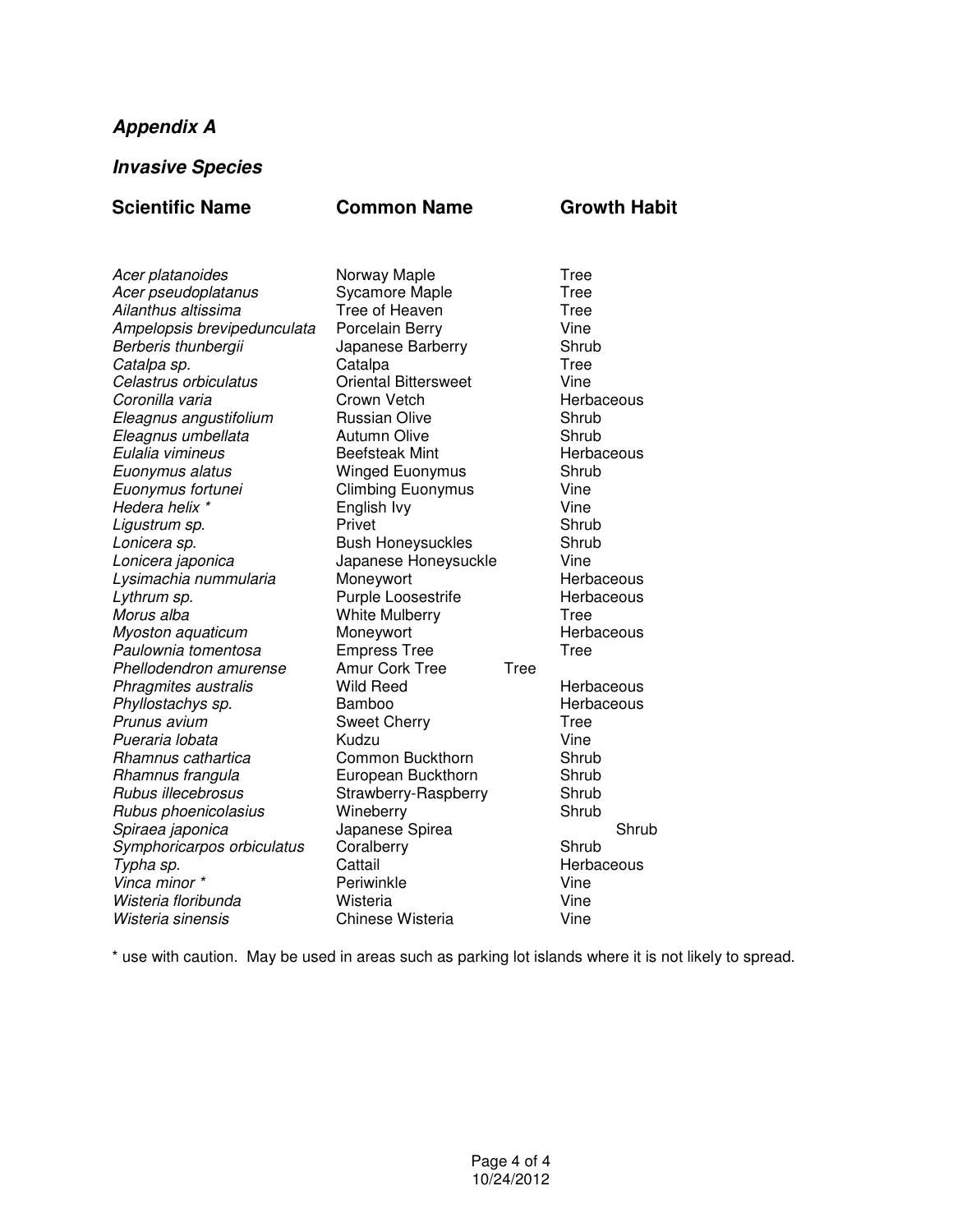## *Appendix A*

## *Invasive Species*

| Scientific Name | Common Name | Growth Habit |
|---|---|---|
| *Acer platanoides* | Norway Maple | Tree |
| *Acer pseudoplatanus* | Sycamore Maple | Tree |
| *Ailanthus altissima* | Tree of Heaven | Tree |
| *Ampelopsis brevipedunculata* | Porcelain Berry | Vine |
| *Berberis thunbergii* | Japanese Barberry | Shrub |
| *Catalpa sp.* | Catalpa | Tree |
| *Celastrus orbiculatus* | Oriental Bittersweet | Vine |
| *Coronilla varia* | Crown Vetch | Herbaceous |
| *Eleagnus angustifolium* | Russian Olive | Shrub |
| *Eleagnus umbellata* | Autumn Olive | Shrub |
| *Eulalia vimineus* | Beefsteak Mint | Herbaceous |
| *Euonymus alatus* | Winged Euonymus | Shrub |
| *Euonymus fortunei* | Climbing Euonymus | Vine |
| *Hedera helix* * | English Ivy | Vine |
| *Ligustrum sp.* | Privet | Shrub |
| *Lonicera sp.* | Bush Honeysuckles | Shrub |
| *Lonicera japonica* | Japanese Honeysuckle | Vine |
| *Lysimachia nummularia* | Moneywort | Herbaceous |
| *Lythrum sp.* | Purple Loosestrife | Herbaceous |
| *Morus alba* | White Mulberry | Tree |
| *Myoston aquaticum* | Moneywort | Herbaceous |
| *Paulownia tomentosa* | Empress Tree | Tree |
| *Phellodendron amurense* | Amur Cork Tree | Tree |
| *Phragmites australis* | Wild Reed | Herbaceous |
| *Phyllostachys sp.* | Bamboo | Herbaceous |
| *Prunus avium* | Sweet Cherry | Tree |
| *Pueraria lobata* | Kudzu | Vine |
| *Rhamnus cathartica* | Common Buckthorn | Shrub |
| *Rhamnus frangula* | European Buckthorn | Shrub |
| *Rubus illecebrosus* | Strawberry-Raspberry | Shrub |
| *Rubus phoenicolasius* | Wineberry | Shrub |
| *Spiraea japonica* | Japanese Spirea | Shrub |
| *Symphoricarpos orbiculatus* | Coralberry | Shrub |
| *Typha sp.* | Cattail | Herbaceous |
| *Vinca minor* * | Periwinkle | Vine |
| *Wisteria floribunda* | Wisteria | Vine |
| *Wisteria sinensis* | Chinese Wisteria | Vine |

* use with caution. May be used in areas such as parking lot islands where it is not likely to spread.